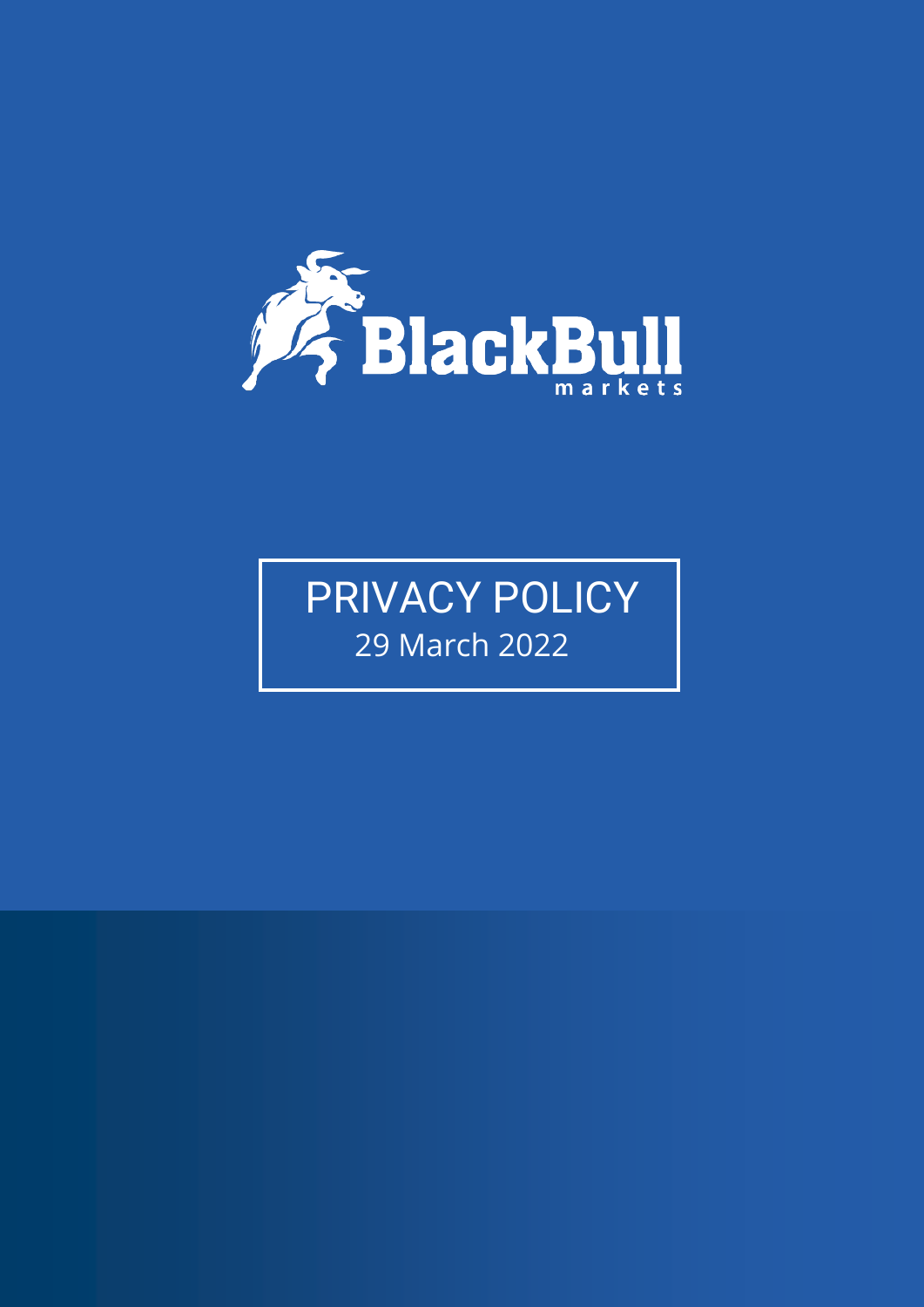BlackBull markets

# PRIVACY POLICY

29 March 2022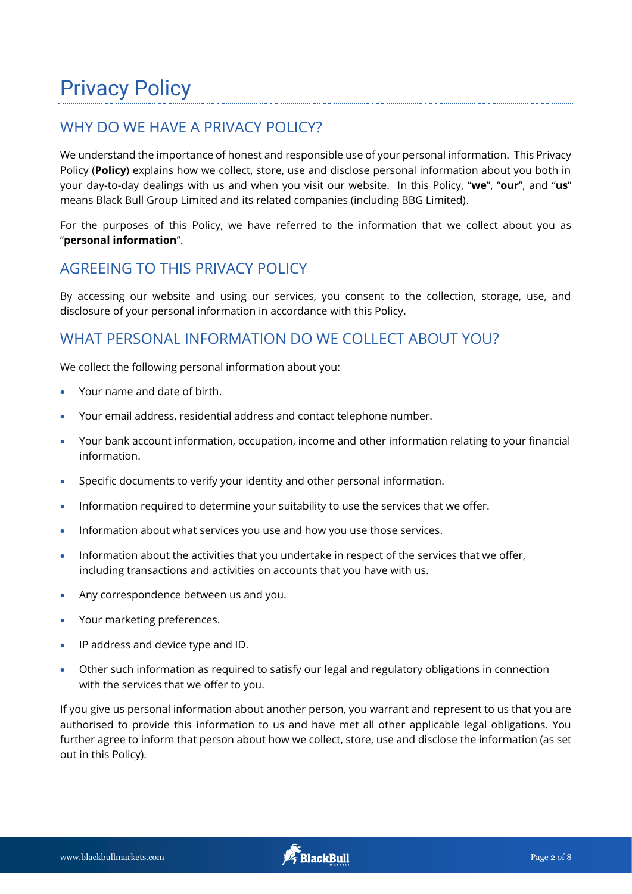# Privacy Policy

## WHY DO WE HAVE A PRIVACY POLICY?

We understand the importance of honest and responsible use of your personal information. This Privacy Policy (**Policy**) explains how we collect, store, use and disclose personal information about you both in your day-to-day dealings with us and when you visit our website. In this Policy, "**we**", "**our**", and "**us**" means Black Bull Group Limited and its related companies (including BBG Limited).

For the purposes of this Policy, we have referred to the information that we collect about you as "**personal information**".

## AGREEING TO THIS PRIVACY POLICY

By accessing our website and using our services, you consent to the collection, storage, use, and disclosure of your personal information in accordance with this Policy.

## WHAT PERSONAL INFORMATION DO WE COLLECT ABOUT YOU?

We collect the following personal information about you:

- Your name and date of birth.
- Your email address, residential address and contact telephone number.
- Your bank account information, occupation, income and other information relating to your financial information.
- Specific documents to verify your identity and other personal information.
- Information required to determine your suitability to use the services that we offer.
- Information about what services you use and how you use those services.
- Information about the activities that you undertake in respect of the services that we offer, including transactions and activities on accounts that you have with us.
- Any correspondence between us and you.
- Your marketing preferences.
- IP address and device type and ID.
- Other such information as required to satisfy our legal and regulatory obligations in connection with the services that we offer to you.

If you give us personal information about another person, you warrant and represent to us that you are authorised to provide this information to us and have met all other applicable legal obligations. You further agree to inform that person about how we collect, store, use and disclose the information (as set out in this Policy).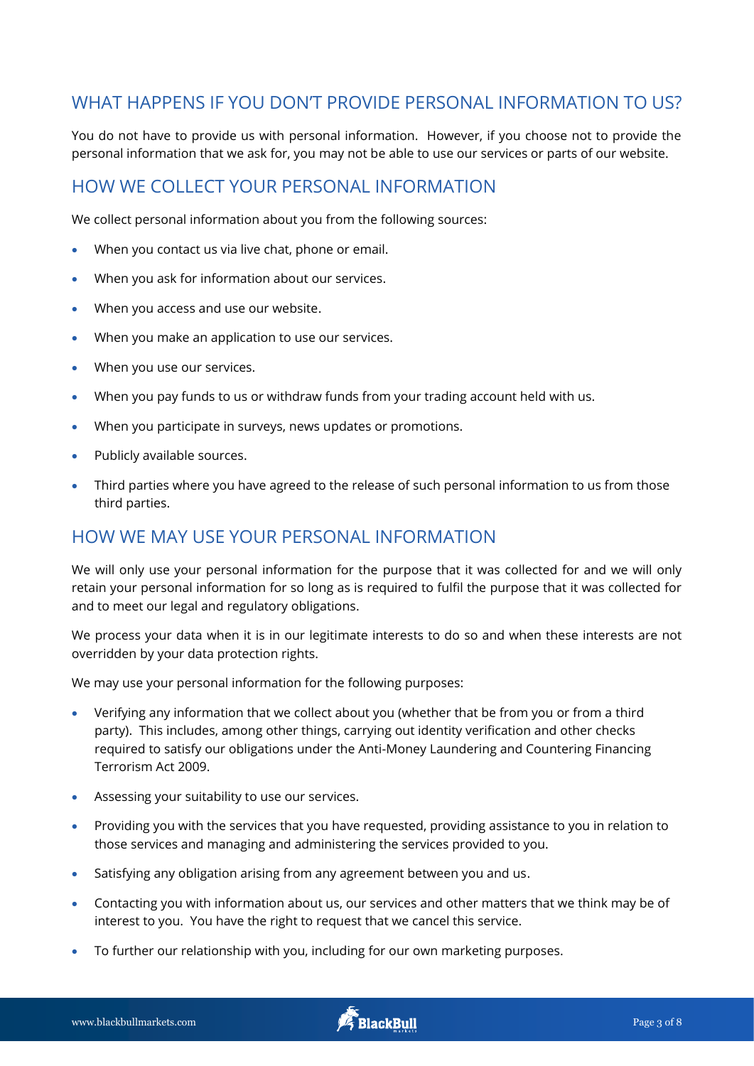## WHAT HAPPENS IF YOU DON'T PROVIDE PERSONAL INFORMATION TO US?

You do not have to provide us with personal information. However, if you choose not to provide the personal information that we ask for, you may not be able to use our services or parts of our website.

## HOW WE COLLECT YOUR PERSONAL INFORMATION

We collect personal information about you from the following sources:

- When you contact us via live chat, phone or email.
- When you ask for information about our services.
- When you access and use our website.
- When you make an application to use our services.
- When you use our services.
- When you pay funds to us or withdraw funds from your trading account held with us.
- When you participate in surveys, news updates or promotions.
- Publicly available sources.
- Third parties where you have agreed to the release of such personal information to us from those third parties.

## HOW WE MAY USE YOUR PERSONAL INFORMATION

We will only use your personal information for the purpose that it was collected for and we will only retain your personal information for so long as is required to fulfil the purpose that it was collected for and to meet our legal and regulatory obligations.

We process your data when it is in our legitimate interests to do so and when these interests are not overridden by your data protection rights.

We may use your personal information for the following purposes:

- Verifying any information that we collect about you (whether that be from you or from a third party). This includes, among other things, carrying out identity verification and other checks required to satisfy our obligations under the Anti-Money Laundering and Countering Financing Terrorism Act 2009.
- Assessing your suitability to use our services.
- Providing you with the services that you have requested, providing assistance to you in relation to those services and managing and administering the services provided to you.
- Satisfying any obligation arising from any agreement between you and us.
- Contacting you with information about us, our services and other matters that we think may be of interest to you. You have the right to request that we cancel this service.
- To further our relationship with you, including for our own marketing purposes.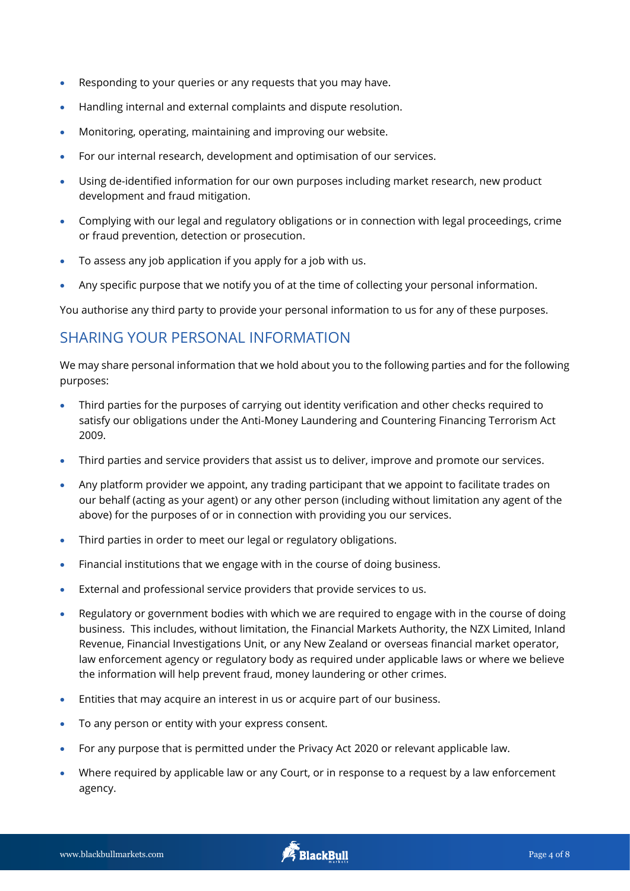- Responding to your queries or any requests that you may have.
- Handling internal and external complaints and dispute resolution.
- Monitoring, operating, maintaining and improving our website.
- For our internal research, development and optimisation of our services.
- Using de-identified information for our own purposes including market research, new product development and fraud mitigation.
- Complying with our legal and regulatory obligations or in connection with legal proceedings, crime or fraud prevention, detection or prosecution.
- To assess any job application if you apply for a job with us.
- Any specific purpose that we notify you of at the time of collecting your personal information.

You authorise any third party to provide your personal information to us for any of these purposes.

## SHARING YOUR PERSONAL INFORMATION

We may share personal information that we hold about you to the following parties and for the following purposes:

- Third parties for the purposes of carrying out identity verification and other checks required to satisfy our obligations under the Anti-Money Laundering and Countering Financing Terrorism Act 2009.
- Third parties and service providers that assist us to deliver, improve and promote our services.
- Any platform provider we appoint, any trading participant that we appoint to facilitate trades on our behalf (acting as your agent) or any other person (including without limitation any agent of the above) for the purposes of or in connection with providing you our services.
- Third parties in order to meet our legal or regulatory obligations.
- Financial institutions that we engage with in the course of doing business.
- External and professional service providers that provide services to us.
- Regulatory or government bodies with which we are required to engage with in the course of doing business. This includes, without limitation, the Financial Markets Authority, the NZX Limited, Inland Revenue, Financial Investigations Unit, or any New Zealand or overseas financial market operator, law enforcement agency or regulatory body as required under applicable laws or where we believe the information will help prevent fraud, money laundering or other crimes.
- Entities that may acquire an interest in us or acquire part of our business.
- To any person or entity with your express consent.
- For any purpose that is permitted under the Privacy Act 2020 or relevant applicable law.
- Where required by applicable law or any Court, or in response to a request by a law enforcement agency.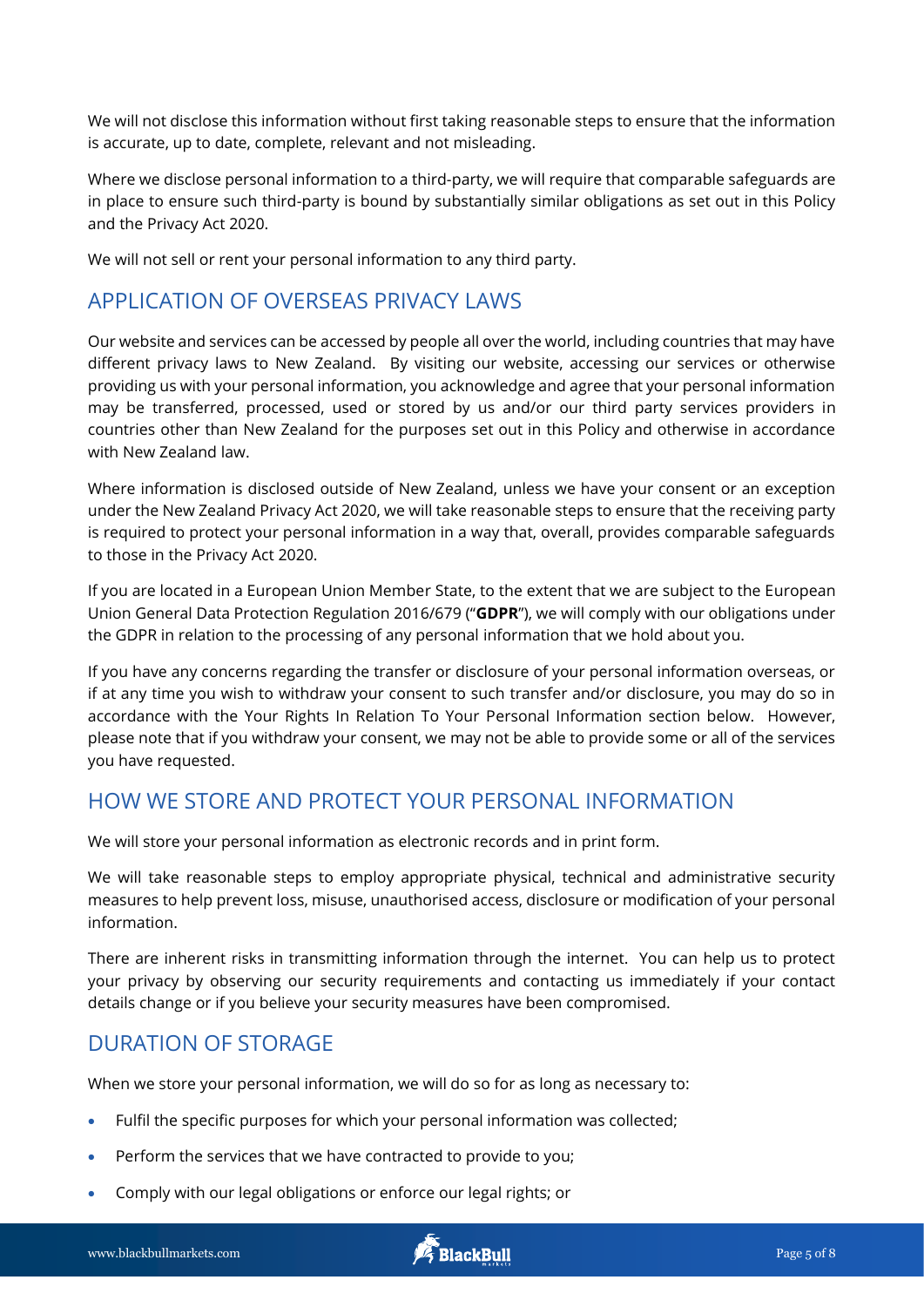We will not disclose this information without first taking reasonable steps to ensure that the information is accurate, up to date, complete, relevant and not misleading.

Where we disclose personal information to a third-party, we will require that comparable safeguards are in place to ensure such third-party is bound by substantially similar obligations as set out in this Policy and the Privacy Act 2020.

We will not sell or rent your personal information to any third party.

## APPLICATION OF OVERSEAS PRIVACY LAWS

Our website and services can be accessed by people all over the world, including countries that may have different privacy laws to New Zealand. By visiting our website, accessing our services or otherwise providing us with your personal information, you acknowledge and agree that your personal information may be transferred, processed, used or stored by us and/or our third party services providers in countries other than New Zealand for the purposes set out in this Policy and otherwise in accordance with New Zealand law.

Where information is disclosed outside of New Zealand, unless we have your consent or an exception under the New Zealand Privacy Act 2020, we will take reasonable steps to ensure that the receiving party is required to protect your personal information in a way that, overall, provides comparable safeguards to those in the Privacy Act 2020.

If you are located in a European Union Member State, to the extent that we are subject to the European Union General Data Protection Regulation 2016/679 ("**GDPR**"), we will comply with our obligations under the GDPR in relation to the processing of any personal information that we hold about you.

If you have any concerns regarding the transfer or disclosure of your personal information overseas, or if at any time you wish to withdraw your consent to such transfer and/or disclosure, you may do so in accordance with the Your Rights In Relation To Your Personal Information section below. However, please note that if you withdraw your consent, we may not be able to provide some or all of the services you have requested.

## HOW WE STORE AND PROTECT YOUR PERSONAL INFORMATION

We will store your personal information as electronic records and in print form.

We will take reasonable steps to employ appropriate physical, technical and administrative security measures to help prevent loss, misuse, unauthorised access, disclosure or modification of your personal information.

There are inherent risks in transmitting information through the internet. You can help us to protect your privacy by observing our security requirements and contacting us immediately if your contact details change or if you believe your security measures have been compromised.

## DURATION OF STORAGE

When we store your personal information, we will do so for as long as necessary to:

- Fulfil the specific purposes for which your personal information was collected;
- Perform the services that we have contracted to provide to you;
- Comply with our legal obligations or enforce our legal rights; or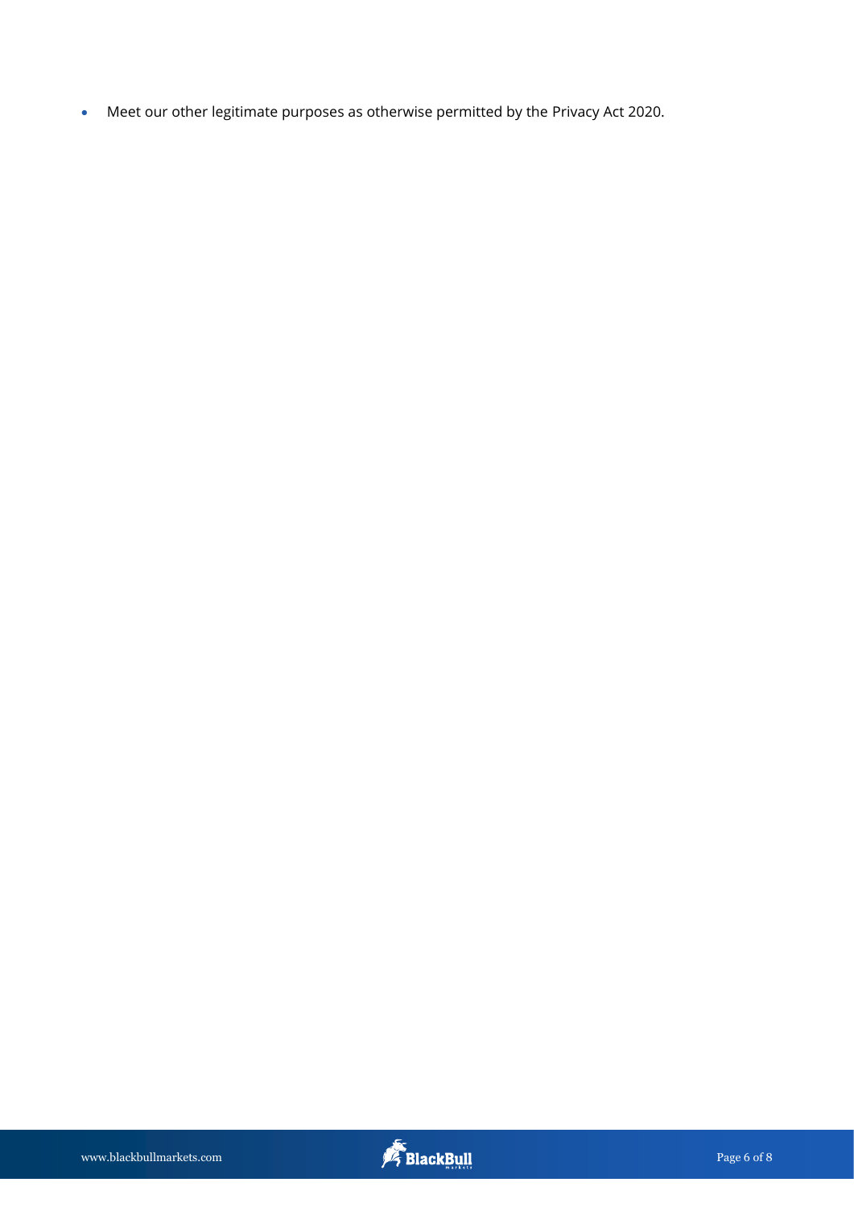- Meet our other legitimate purposes as otherwise permitted by the Privacy Act 2020.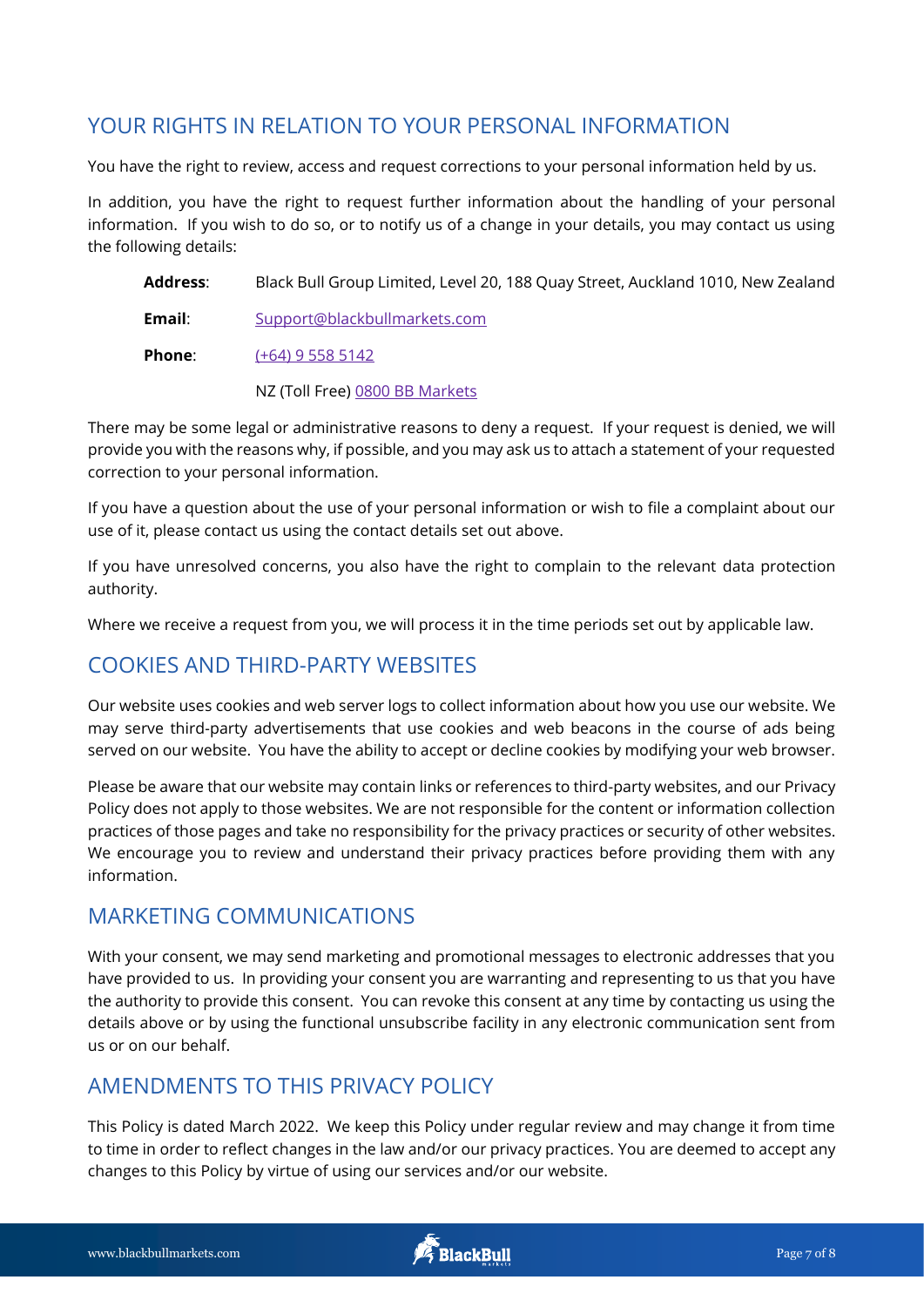## YOUR RIGHTS IN RELATION TO YOUR PERSONAL INFORMATION

You have the right to review, access and request corrections to your personal information held by us.

In addition, you have the right to request further information about the handling of your personal information. If you wish to do so, or to notify us of a change in your details, you may contact us using the following details:

**Address**: Black Bull Group Limited, Level 20, 188 Quay Street, Auckland 1010, New Zealand

**Email**: Support@blackbullmarkets.com

**Phone**: (+64) 9 558 5142

NZ (Toll Free) 0800 BB Markets

There may be some legal or administrative reasons to deny a request. If your request is denied, we will provide you with the reasons why, if possible, and you may ask us to attach a statement of your requested correction to your personal information.

If you have a question about the use of your personal information or wish to file a complaint about our use of it, please contact us using the contact details set out above.

If you have unresolved concerns, you also have the right to complain to the relevant data protection authority.

Where we receive a request from you, we will process it in the time periods set out by applicable law.

## COOKIES AND THIRD-PARTY WEBSITES

Our website uses cookies and web server logs to collect information about how you use our website. We may serve third-party advertisements that use cookies and web beacons in the course of ads being served on our website. You have the ability to accept or decline cookies by modifying your web browser.

Please be aware that our website may contain links or references to third-party websites, and our Privacy Policy does not apply to those websites. We are not responsible for the content or information collection practices of those pages and take no responsibility for the privacy practices or security of other websites. We encourage you to review and understand their privacy practices before providing them with any information.

## MARKETING COMMUNICATIONS

With your consent, we may send marketing and promotional messages to electronic addresses that you have provided to us. In providing your consent you are warranting and representing to us that you have the authority to provide this consent. You can revoke this consent at any time by contacting us using the details above or by using the functional unsubscribe facility in any electronic communication sent from us or on our behalf.

## AMENDMENTS TO THIS PRIVACY POLICY

This Policy is dated March 2022. We keep this Policy under regular review and may change it from time to time in order to reflect changes in the law and/or our privacy practices. You are deemed to accept any changes to this Policy by virtue of using our services and/or our website.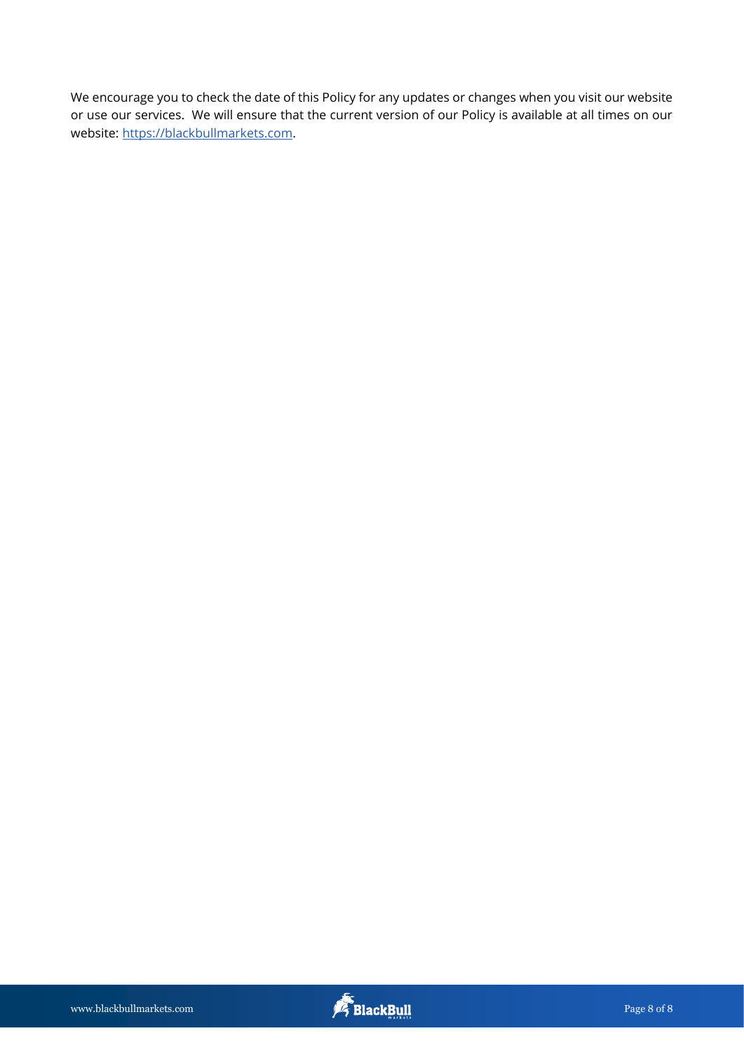We encourage you to check the date of this Policy for any updates or changes when you visit our website or use our services. We will ensure that the current version of our Policy is available at all times on our website: [https://blackbullmarkets.com](https://blackbullmarkets.com).